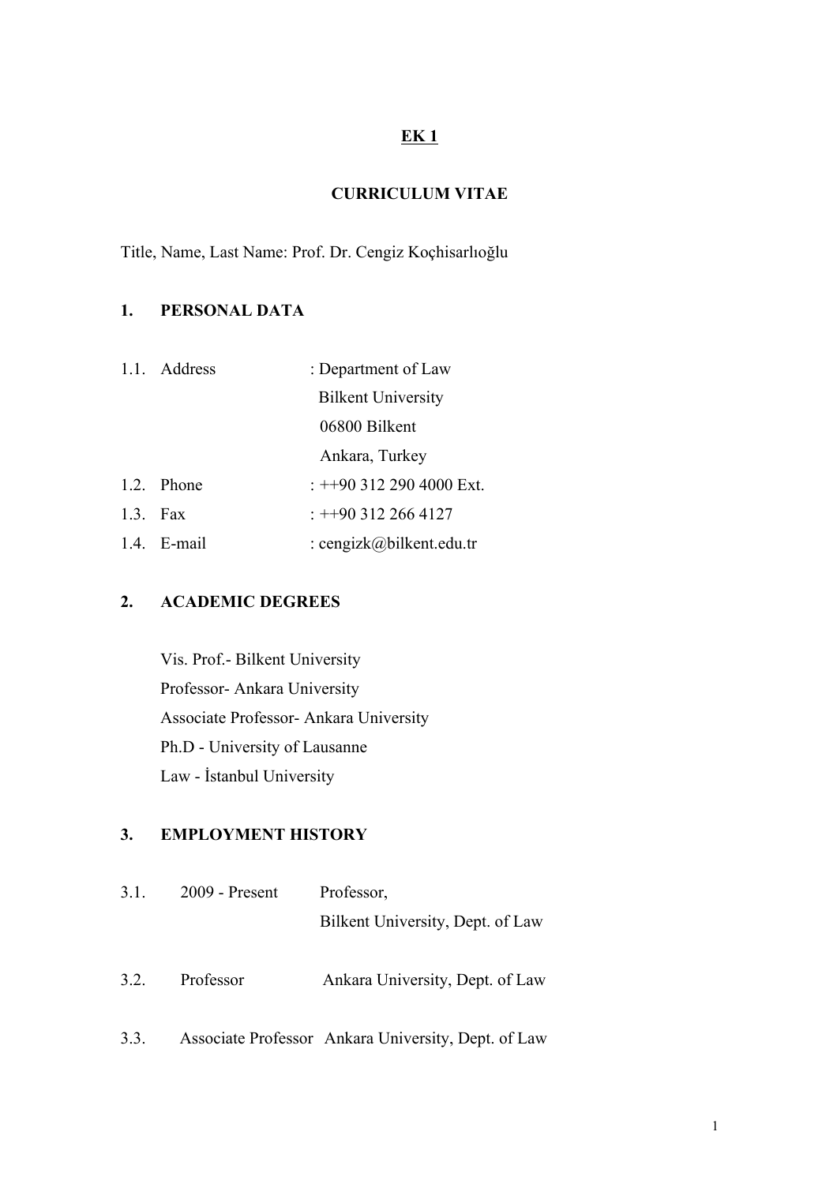**EK 1**

## CURRICULUM VITAE

Title, Name, Last Name: Prof. Dr. Cengiz Koçhisarlıoğlu

### 1. PERSONAL DATA

| | | |
|---|---|---|
| 1.1. | Address | : Department of Law<br>Bilkent University<br>06800 Bilkent<br>Ankara, Turkey |
| 1.2. | Phone | : ++90 312 290 4000 Ext. |
| 1.3. | Fax | : ++90 312 266 4127 |
| 1.4. | E-mail | : cengizk@bilkent.edu.tr |

### 2. ACADEMIC DEGREES

Vis. Prof.- Bilkent University
Professor- Ankara University
Associate Professor- Ankara University
Ph.D - University of Lausanne
Law - İstanbul University

### 3. EMPLOYMENT HISTORY

| | | |
|---|---|---|
| 3.1. | 2009 - Present | Professor,<br>Bilkent University, Dept. of Law |
| 3.2. | Professor | Ankara University, Dept. of Law |
| 3.3. | Associate Professor | Ankara University, Dept. of Law |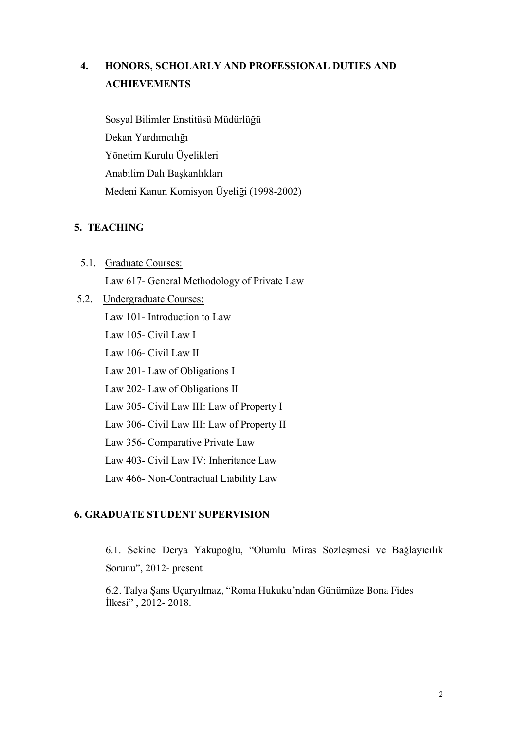## 4. HONORS, SCHOLARLY AND PROFESSIONAL DUTIES AND ACHIEVEMENTS

Sosyal Bilimler Enstitüsü Müdürlüğü

Dekan Yardımcılığı

Yönetim Kurulu Üyelikleri

Anabilim Dalı Başkanlıkları

Medeni Kanun Komisyon Üyeliği (1998-2002)

## 5. TEACHING

5.1. Graduate Courses:

Law 617- General Methodology of Private Law

5.2. Undergraduate Courses:

Law 101- Introduction to Law

Law 105- Civil Law I

Law 106- Civil Law II

Law 201- Law of Obligations I

Law 202- Law of Obligations II

Law 305- Civil Law III: Law of Property I

Law 306- Civil Law III: Law of Property II

Law 356- Comparative Private Law

Law 403- Civil Law IV: Inheritance Law

Law 466- Non-Contractual Liability Law

## 6. GRADUATE STUDENT SUPERVISION

6.1. Sekine Derya Yakupoğlu, "Olumlu Miras Sözleşmesi ve Bağlayıcılık Sorunu", 2012- present

6.2. Talya Şans Uçaryılmaz, "Roma Hukuku'ndan Günümüze Bona Fides İlkesi" , 2012- 2018.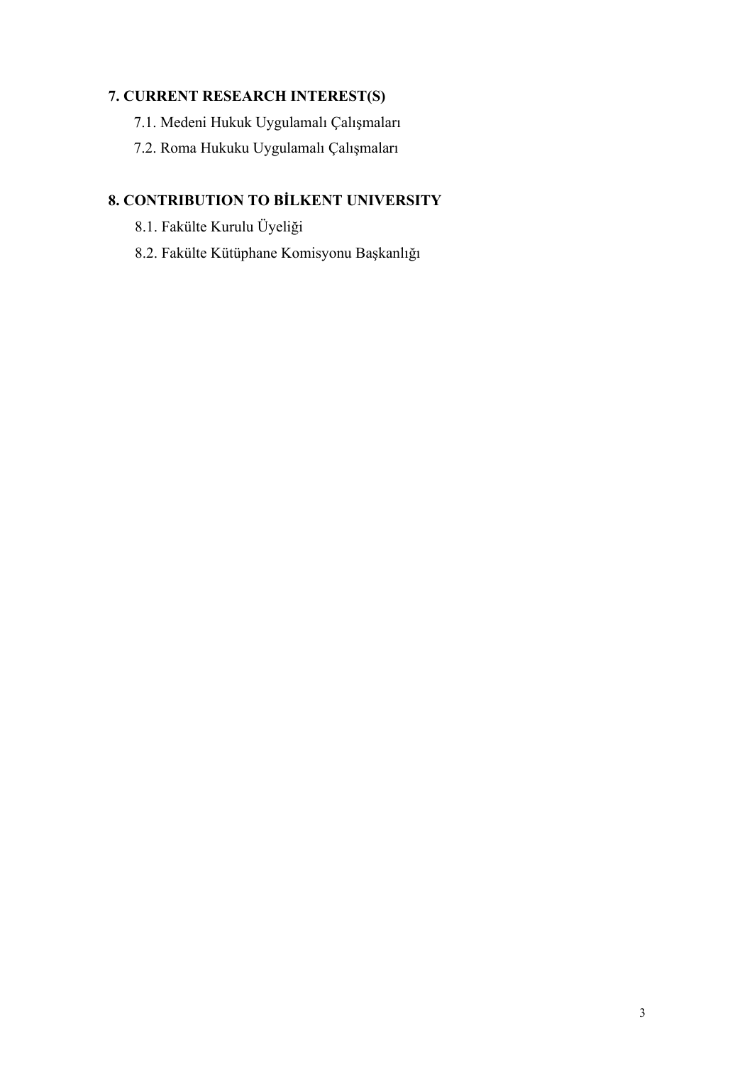## 7. CURRENT RESEARCH INTEREST(S)

7.1. Medeni Hukuk Uygulamalı Çalışmaları

7.2. Roma Hukuku Uygulamalı Çalışmaları

## 8. CONTRIBUTION TO BİLKENT UNIVERSITY

8.1. Fakülte Kurulu Üyeliği

8.2. Fakülte Kütüphane Komisyonu Başkanlığı